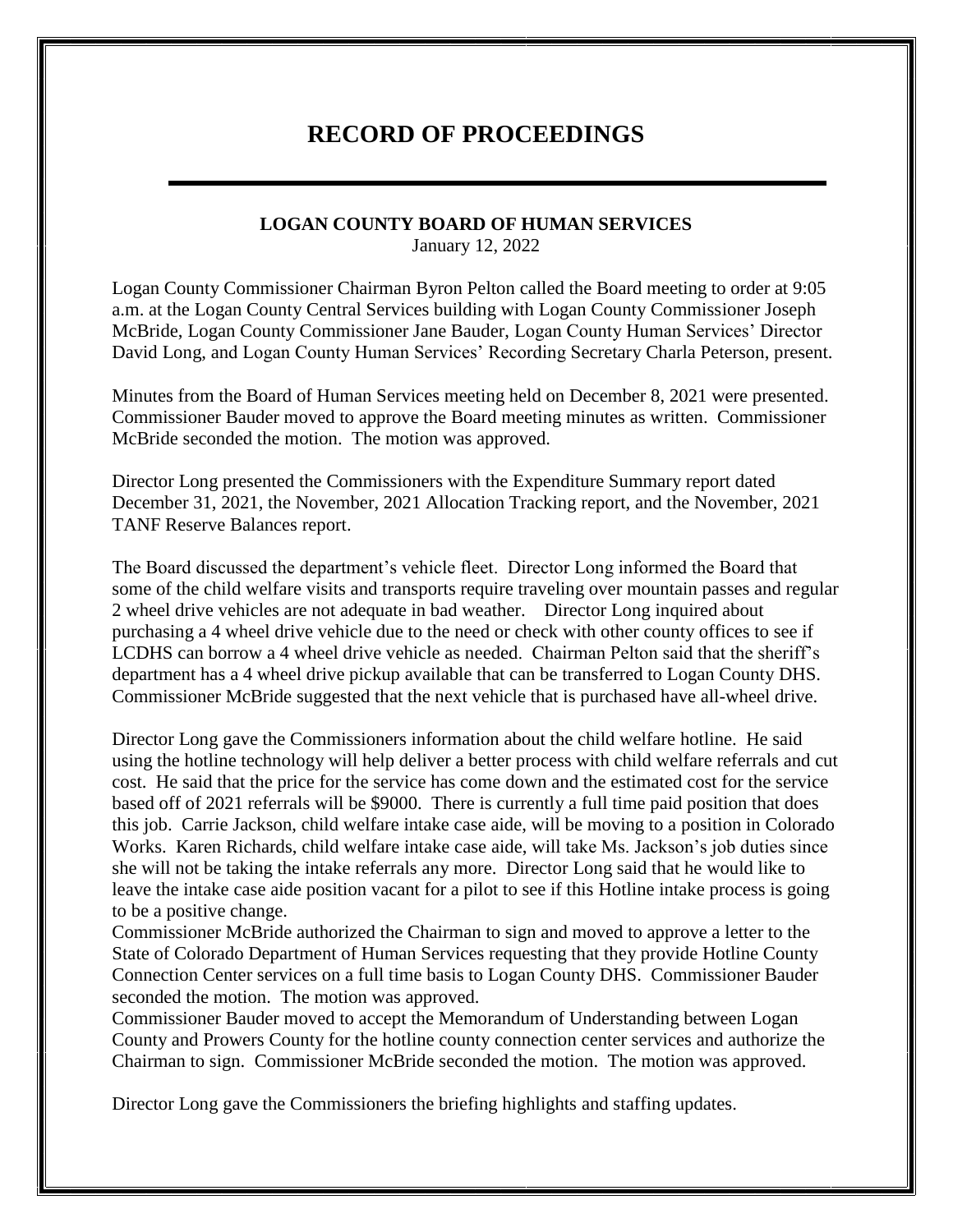# RECORD OF PROCEEDINGS

**LOGAN COUNTY BOARD OF HUMAN SERVICES**
January 12, 2022

Logan County Commissioner Chairman Byron Pelton called the Board meeting to order at 9:05 a.m. at the Logan County Central Services building with Logan County Commissioner Joseph McBride, Logan County Commissioner Jane Bauder, Logan County Human Services' Director David Long, and Logan County Human Services' Recording Secretary Charla Peterson, present.

Minutes from the Board of Human Services meeting held on December 8, 2021 were presented. Commissioner Bauder moved to approve the Board meeting minutes as written. Commissioner McBride seconded the motion. The motion was approved.

Director Long presented the Commissioners with the Expenditure Summary report dated December 31, 2021, the November, 2021 Allocation Tracking report, and the November, 2021 TANF Reserve Balances report.

The Board discussed the department's vehicle fleet. Director Long informed the Board that some of the child welfare visits and transports require traveling over mountain passes and regular 2 wheel drive vehicles are not adequate in bad weather. Director Long inquired about purchasing a 4 wheel drive vehicle due to the need or check with other county offices to see if LCDHS can borrow a 4 wheel drive vehicle as needed. Chairman Pelton said that the sheriff's department has a 4 wheel drive pickup available that can be transferred to Logan County DHS. Commissioner McBride suggested that the next vehicle that is purchased have all-wheel drive.

Director Long gave the Commissioners information about the child welfare hotline. He said using the hotline technology will help deliver a better process with child welfare referrals and cut cost. He said that the price for the service has come down and the estimated cost for the service based off of 2021 referrals will be $9000. There is currently a full time paid position that does this job. Carrie Jackson, child welfare intake case aide, will be moving to a position in Colorado Works. Karen Richards, child welfare intake case aide, will take Ms. Jackson's job duties since she will not be taking the intake referrals any more. Director Long said that he would like to leave the intake case aide position vacant for a pilot to see if this Hotline intake process is going to be a positive change.

Commissioner McBride authorized the Chairman to sign and moved to approve a letter to the State of Colorado Department of Human Services requesting that they provide Hotline County Connection Center services on a full time basis to Logan County DHS. Commissioner Bauder seconded the motion. The motion was approved.

Commissioner Bauder moved to accept the Memorandum of Understanding between Logan County and Prowers County for the hotline county connection center services and authorize the Chairman to sign. Commissioner McBride seconded the motion. The motion was approved.

Director Long gave the Commissioners the briefing highlights and staffing updates.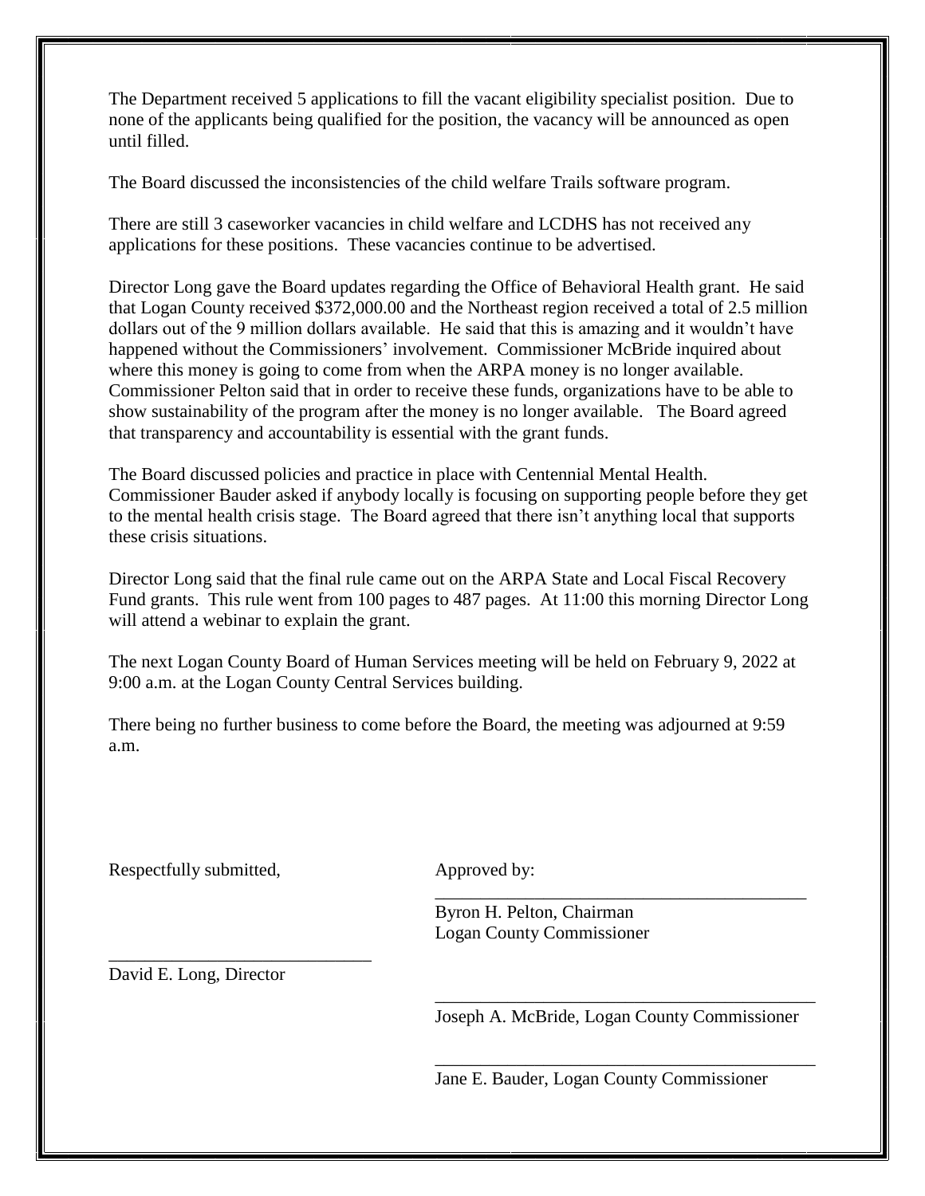The Department received 5 applications to fill the vacant eligibility specialist position. Due to none of the applicants being qualified for the position, the vacancy will be announced as open until filled.

The Board discussed the inconsistencies of the child welfare Trails software program.

There are still 3 caseworker vacancies in child welfare and LCDHS has not received any applications for these positions. These vacancies continue to be advertised.

Director Long gave the Board updates regarding the Office of Behavioral Health grant. He said that Logan County received $372,000.00 and the Northeast region received a total of 2.5 million dollars out of the 9 million dollars available. He said that this is amazing and it wouldn't have happened without the Commissioners' involvement. Commissioner McBride inquired about where this money is going to come from when the ARPA money is no longer available. Commissioner Pelton said that in order to receive these funds, organizations have to be able to show sustainability of the program after the money is no longer available. The Board agreed that transparency and accountability is essential with the grant funds.

The Board discussed policies and practice in place with Centennial Mental Health. Commissioner Bauder asked if anybody locally is focusing on supporting people before they get to the mental health crisis stage. The Board agreed that there isn't anything local that supports these crisis situations.

Director Long said that the final rule came out on the ARPA State and Local Fiscal Recovery Fund grants. This rule went from 100 pages to 487 pages. At 11:00 this morning Director Long will attend a webinar to explain the grant.

The next Logan County Board of Human Services meeting will be held on February 9, 2022 at 9:00 a.m. at the Logan County Central Services building.

There being no further business to come before the Board, the meeting was adjourned at 9:59 a.m.

Respectfully submitted,

\_\_\_\_\_\_\_\_\_\_\_\_\_\_\_\_\_\_\_\_\_\_\_\_\_\_\_\_\_\_
David E. Long, Director

Approved by:

\_\_\_\_\_\_\_\_\_\_\_\_\_\_\_\_\_\_\_\_\_\_\_\_\_\_\_\_\_\_\_\_\_\_\_\_\_\_\_\_
Byron H. Pelton, Chairman
Logan County Commissioner

\_\_\_\_\_\_\_\_\_\_\_\_\_\_\_\_\_\_\_\_\_\_\_\_\_\_\_\_\_\_\_\_\_\_\_\_\_\_\_\_
Joseph A. McBride, Logan County Commissioner

\_\_\_\_\_\_\_\_\_\_\_\_\_\_\_\_\_\_\_\_\_\_\_\_\_\_\_\_\_\_\_\_\_\_\_\_\_\_\_\_
Jane E. Bauder, Logan County Commissioner